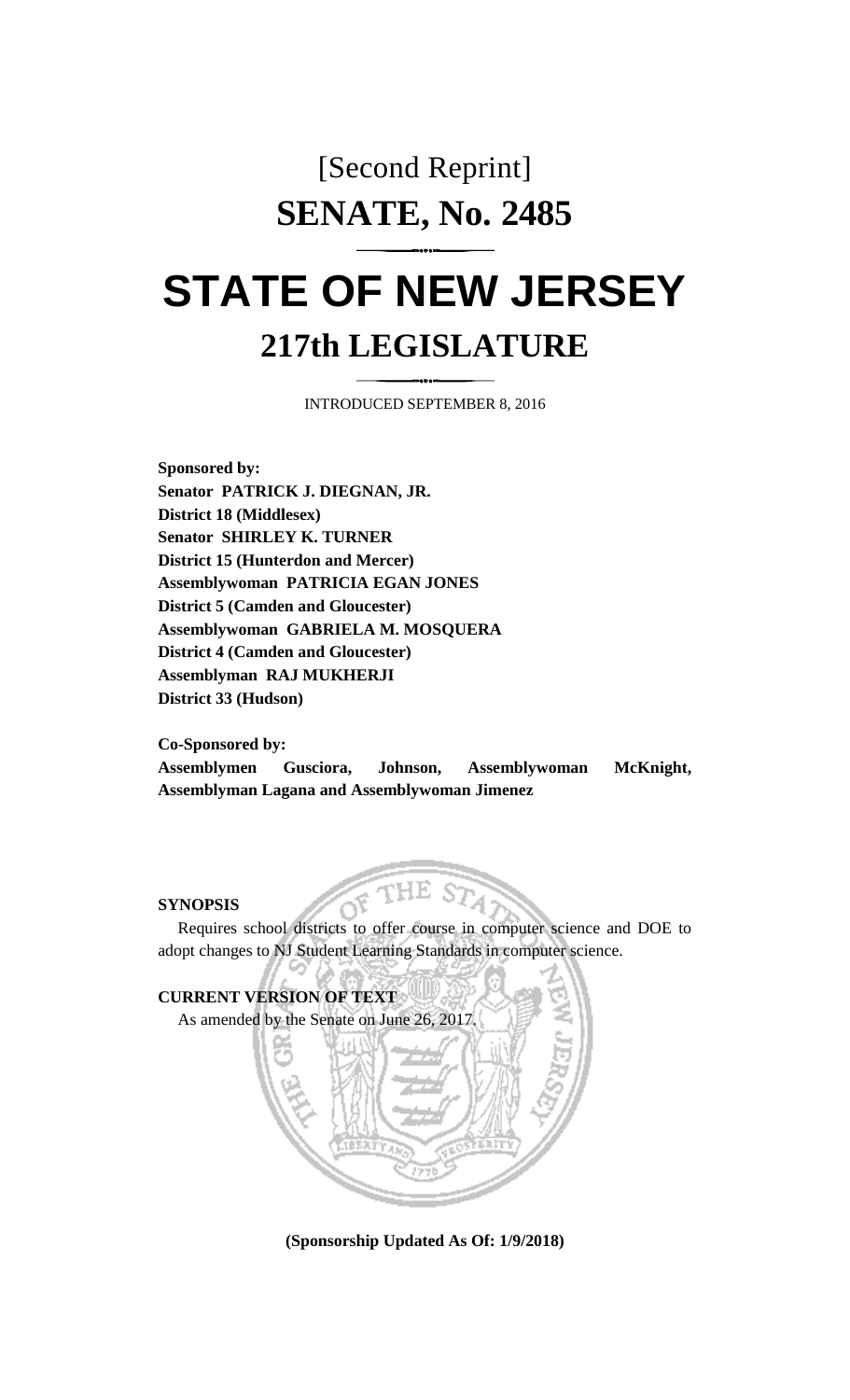[Second Reprint]

# SENATE, No. 2485

# STATE OF NEW JERSEY

## 217th LEGISLATURE

INTRODUCED SEPTEMBER 8, 2016

**Sponsored by:**
**Senator PATRICK J. DIEGNAN, JR.**
**District 18 (Middlesex)**
**Senator SHIRLEY K. TURNER**
**District 15 (Hunterdon and Mercer)**
**Assemblywoman PATRICIA EGAN JONES**
**District 5 (Camden and Gloucester)**
**Assemblywoman GABRIELA M. MOSQUERA**
**District 4 (Camden and Gloucester)**
**Assemblyman RAJ MUKHERJI**
**District 33 (Hudson)**

**Co-Sponsored by:**
**Assemblymen Gusciora, Johnson, Assemblywoman McKnight, Assemblyman Lagana and Assemblywoman Jimenez**

**SYNOPSIS**

Requires school districts to offer course in computer science and DOE to adopt changes to NJ Student Learning Standards in computer science.

**CURRENT VERSION OF TEXT**

As amended by the Senate on June 26, 2017.

**(Sponsorship Updated As Of: 1/9/2018)**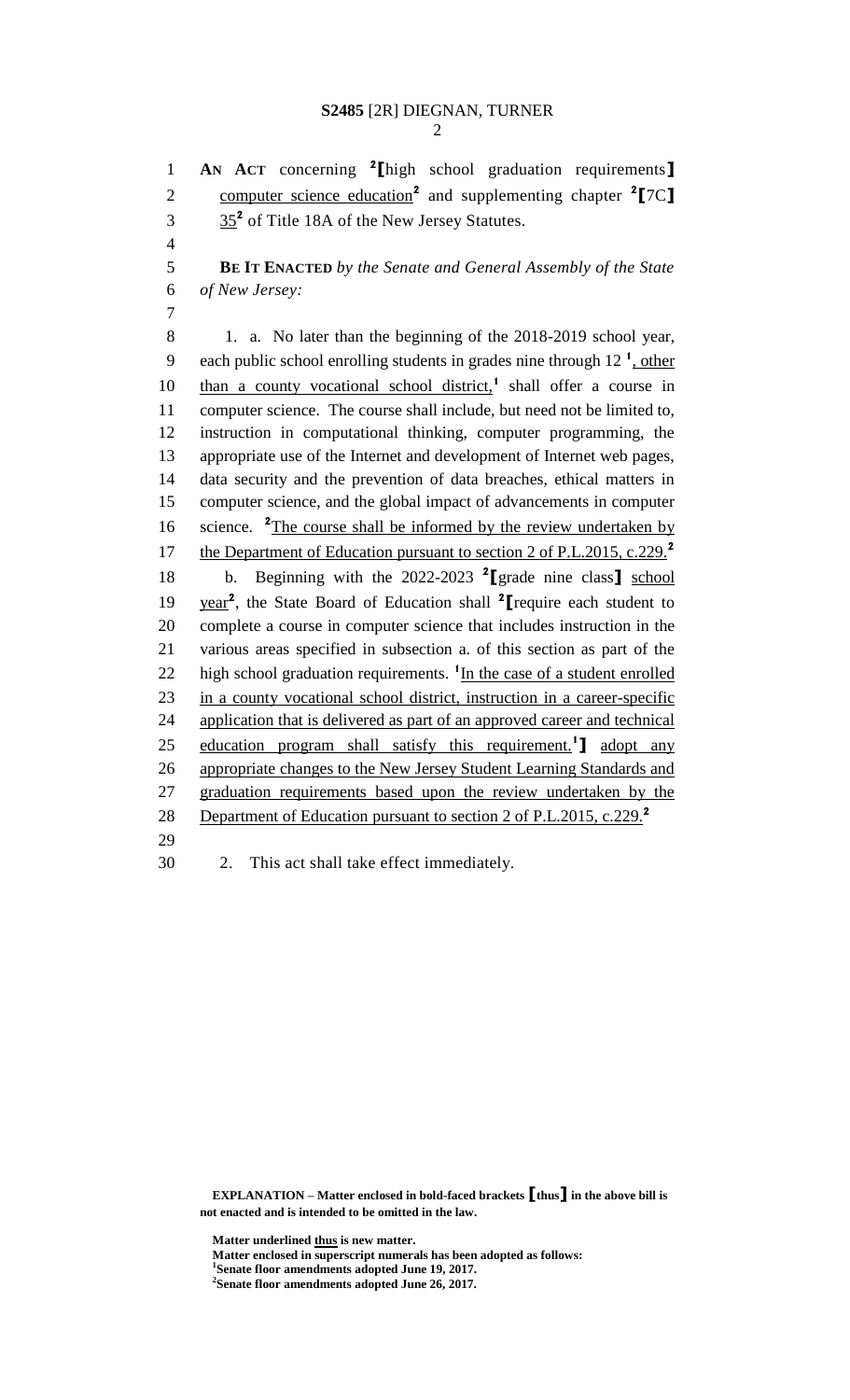**AN ACT** concerning [2]⟦high school graduation requirements⟧ computer science education[2] and supplementing chapter [2]⟦7C⟧ 35[2] of Title 18A of the New Jersey Statutes.

**BE IT ENACTED** *by the Senate and General Assembly of the State of New Jersey:*

1. a. No later than the beginning of the 2018-2019 school year, each public school enrolling students in grades nine through 12 [1], other than a county vocational school district,[1] shall offer a course in computer science. The course shall include, but need not be limited to, instruction in computational thinking, computer programming, the appropriate use of the Internet and development of Internet web pages, data security and the prevention of data breaches, ethical matters in computer science, and the global impact of advancements in computer science. [2]The course shall be informed by the review undertaken by the Department of Education pursuant to section 2 of P.L.2015, c.229.[2]

b. Beginning with the 2022-2023 [2]⟦grade nine class⟧ school year[2], the State Board of Education shall [2]⟦require each student to complete a course in computer science that includes instruction in the various areas specified in subsection a. of this section as part of the high school graduation requirements. [1]In the case of a student enrolled in a county vocational school district, instruction in a career-specific application that is delivered as part of an approved career and technical education program shall satisfy this requirement.[1]⟧ adopt any appropriate changes to the New Jersey Student Learning Standards and graduation requirements based upon the review undertaken by the Department of Education pursuant to section 2 of P.L.2015, c.229.[2]

2. This act shall take effect immediately.

**EXPLANATION – Matter enclosed in bold-faced brackets ⟦thus⟧ in the above bill is not enacted and is intended to be omitted in the law.**

**Matter underlined thus is new matter.**
**Matter enclosed in superscript numerals has been adopted as follows:**
**[1]Senate floor amendments adopted June 19, 2017.**
**[2]Senate floor amendments adopted June 26, 2017.**